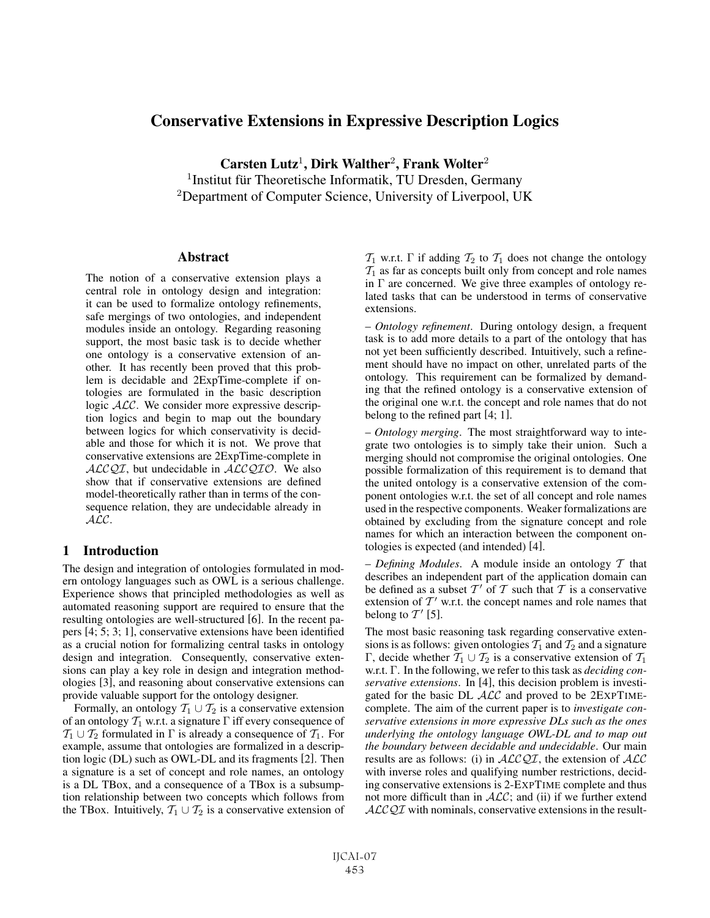# Conservative Extensions in Expressive Description Logics

**Carsten Lutz**[1], **Dirk Walther**[2], **Frank Wolter**[2]

[1]Institut für Theoretische Informatik, TU Dresden, Germany

[2]Department of Computer Science, University of Liverpool, UK

## Abstract

The notion of a conservative extension plays a central role in ontology design and integration: it can be used to formalize ontology refinements, safe mergings of two ontologies, and independent modules inside an ontology. Regarding reasoning support, the most basic task is to decide whether one ontology is a conservative extension of another. It has recently been proved that this problem is decidable and 2ExpTime-complete if ontologies are formulated in the basic description logic $\mathcal{ALC}$. We consider more expressive description logics and begin to map out the boundary between logics for which conservativity is decidable and those for which it is not. We prove that conservative extensions are 2ExpTime-complete in $\mathcal{ALCQI}$, but undecidable in $\mathcal{ALCQIO}$. We also show that if conservative extensions are defined model-theoretically rather than in terms of the consequence relation, they are undecidable already in $\mathcal{ALC}$.

## 1 Introduction

The design and integration of ontologies formulated in modern ontology languages such as OWL is a serious challenge. Experience shows that principled methodologies as well as automated reasoning support are required to ensure that the resulting ontologies are well-structured [6]. In the recent papers [4; 5; 3; 1], conservative extensions have been identified as a crucial notion for formalizing central tasks in ontology design and integration. Consequently, conservative extensions can play a key role in design and integration methodologies [3], and reasoning about conservative extensions can provide valuable support for the ontology designer.

Formally, an ontology $\mathcal{T}_1 \cup \mathcal{T}_2$ is a conservative extension of an ontology $\mathcal{T}_1$ w.r.t. a signature $\Gamma$ iff every consequence of $\mathcal{T}_1 \cup \mathcal{T}_2$ formulated in $\Gamma$ is already a consequence of $\mathcal{T}_1$. For example, assume that ontologies are formalized in a description logic (DL) such as OWL-DL and its fragments [2]. Then a signature is a set of concept and role names, an ontology is a DL TBox, and a consequence of a TBox is a subsumption relationship between two concepts which follows from the TBox. Intuitively, $\mathcal{T}_1 \cup \mathcal{T}_2$ is a conservative extension of $\mathcal{T}_1$ w.r.t. $\Gamma$ if adding $\mathcal{T}_2$ to $\mathcal{T}_1$ does not change the ontology $\mathcal{T}_1$ as far as concepts built only from concept and role names in $\Gamma$ are concerned. We give three examples of ontology related tasks that can be understood in terms of conservative extensions.

– *Ontology refinement*. During ontology design, a frequent task is to add more details to a part of the ontology that has not yet been sufficiently described. Intuitively, such a refinement should have no impact on other, unrelated parts of the ontology. This requirement can be formalized by demanding that the refined ontology is a conservative extension of the original one w.r.t. the concept and role names that do not belong to the refined part [4; 1].

– *Ontology merging*. The most straightforward way to integrate two ontologies is to simply take their union. Such a merging should not compromise the original ontologies. One possible formalization of this requirement is to demand that the united ontology is a conservative extension of the component ontologies w.r.t. the set of all concept and role names used in the respective components. Weaker formalizations are obtained by excluding from the signature concept and role names for which an interaction between the component ontologies is expected (and intended) [4].

– *Defining Modules*. A module inside an ontology $\mathcal{T}$ that describes an independent part of the application domain can be defined as a subset $\mathcal{T}'$ of $\mathcal{T}$ such that $\mathcal{T}$ is a conservative extension of $\mathcal{T}'$ w.r.t. the concept names and role names that belong to $\mathcal{T}'$ [5].

The most basic reasoning task regarding conservative extensions is as follows: given ontologies $\mathcal{T}_1$ and $\mathcal{T}_2$ and a signature $\Gamma$, decide whether $\mathcal{T}_1 \cup \mathcal{T}_2$ is a conservative extension of $\mathcal{T}_1$ w.r.t. $\Gamma$. In the following, we refer to this task as *deciding conservative extensions*. In [4], this decision problem is investigated for the basic DL $\mathcal{ALC}$ and proved to be 2EXPTIME-complete. The aim of the current paper is to *investigate conservative extensions in more expressive DLs such as the ones underlying the ontology language OWL-DL and to map out the boundary between decidable and undecidable*. Our main results are as follows: (i) in $\mathcal{ALCQI}$, the extension of $\mathcal{ALC}$ with inverse roles and qualifying number restrictions, deciding conservative extensions is 2-EXPTIME complete and thus not more difficult than in $\mathcal{ALC}$; and (ii) if we further extend $\mathcal{ALCQI}$ with nominals, conservative extensions in the result-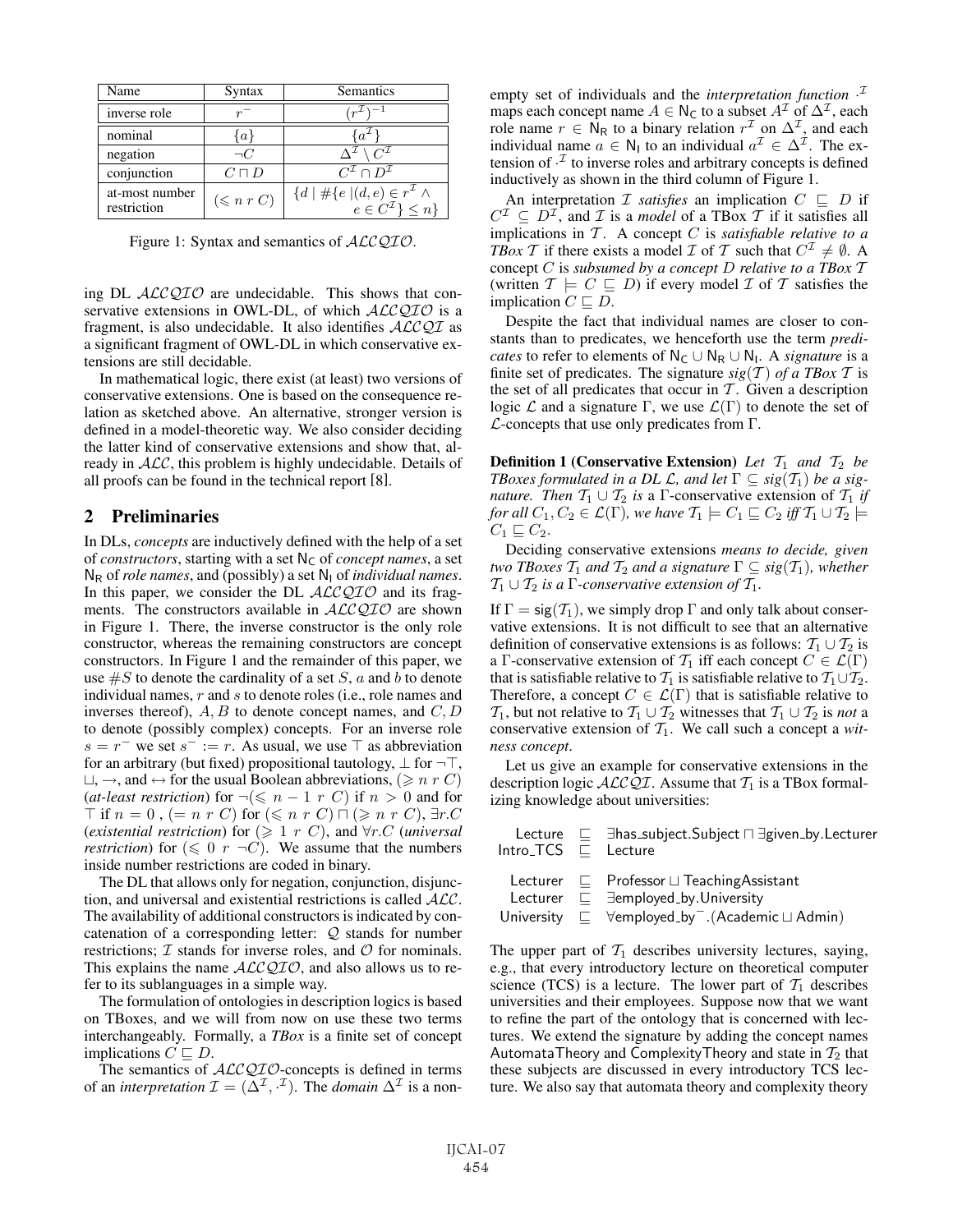| Name | Syntax | Semantics |
|---|---|---|
| inverse role | $r^-$ | $(r^\mathcal{I})^{-1}$ |
| nominal | $\{a\}$ | $\{a^\mathcal{I}\}$ |
| negation | $\neg C$ | $\Delta^\mathcal{I} \setminus C^\mathcal{I}$ |
| conjunction | $C \sqcap D$ | $C^\mathcal{I} \cap D^\mathcal{I}$ |
| at-most number restriction | $(\leqslant n\ r\ C)$ | $\{d \mid \#\{e \mid (d,e) \in r^\mathcal{I} \wedge e \in C^\mathcal{I}\} \leq n\}$ |

Figure 1: Syntax and semantics of $\mathcal{ALCQIO}$.

ing DL $\mathcal{ALCQIO}$ are undecidable. This shows that conservative extensions in OWL-DL, of which $\mathcal{ALCQIO}$ is a fragment, is also undecidable. It also identifies $\mathcal{ALCQI}$ as a significant fragment of OWL-DL in which conservative extensions are still decidable.

In mathematical logic, there exist (at least) two versions of conservative extensions. One is based on the consequence relation as sketched above. An alternative, stronger version is defined in a model-theoretic way. We also consider deciding the latter kind of conservative extensions and show that, already in $\mathcal{ALC}$, this problem is highly undecidable. Details of all proofs can be found in the technical report [8].

## 2 Preliminaries

In DLs, *concepts* are inductively defined with the help of a set of *constructors*, starting with a set $\mathsf{N_C}$ of *concept names*, a set $\mathsf{N_R}$ of *role names*, and (possibly) a set $\mathsf{N_I}$ of *individual names*. In this paper, we consider the DL $\mathcal{ALCQIO}$ and its fragments. The constructors available in $\mathcal{ALCQIO}$ are shown in Figure 1. There, the inverse constructor is the only role constructor, whereas the remaining constructors are concept constructors. In Figure 1 and the remainder of this paper, we use $\#S$ to denote the cardinality of a set $S$, $a$ and $b$ to denote individual names, $r$ and $s$ to denote roles (i.e., role names and inverses thereof), $A, B$ to denote concept names, and $C, D$ to denote (possibly complex) concepts. For an inverse role $s = r^-$ we set $s^- := r$. As usual, we use $\top$ as abbreviation for an arbitrary (but fixed) propositional tautology, $\bot$ for $\neg\top$, $\sqcup$, $\rightarrow$, and $\leftrightarrow$ for the usual Boolean abbreviations, $(\geqslant n\ r\ C)$ (*at-least restriction*) for $\neg(\leqslant n-1\ r\ C)$ if $n > 0$ and for $\top$ if $n = 0$, $(= n\ r\ C)$ for $(\leqslant n\ r\ C) \sqcap (\geqslant n\ r\ C)$, $\exists r.C$ (*existential restriction*) for $(\geqslant 1\ r\ C)$, and $\forall r.C$ (*universal restriction*) for $(\leqslant 0\ r\ \neg C)$. We assume that the numbers inside number restrictions are coded in binary.

The DL that allows only for negation, conjunction, disjunction, and universal and existential restrictions is called $\mathcal{ALC}$. The availability of additional constructors is indicated by concatenation of a corresponding letter: $\mathcal{Q}$ stands for number restrictions; $\mathcal{I}$ stands for inverse roles, and $\mathcal{O}$ for nominals. This explains the name $\mathcal{ALCQIO}$, and also allows us to refer to its sublanguages in a simple way.

The formulation of ontologies in description logics is based on TBoxes, and we will from now on use these two terms interchangeably. Formally, a *TBox* is a finite set of concept implications $C \sqsubseteq D$.

The semantics of $\mathcal{ALCQIO}$-concepts is defined in terms of an *interpretation* $\mathcal{I} = (\Delta^\mathcal{I}, \cdot^\mathcal{I})$. The *domain* $\Delta^\mathcal{I}$ is a non-empty set of individuals and the *interpretation function* $\cdot^\mathcal{I}$ maps each concept name $A \in \mathsf{N_C}$ to a subset $A^\mathcal{I}$ of $\Delta^\mathcal{I}$, each role name $r \in \mathsf{N_R}$ to a binary relation $r^\mathcal{I}$ on $\Delta^\mathcal{I}$, and each individual name $a \in \mathsf{N_I}$ to an individual $a^\mathcal{I} \in \Delta^\mathcal{I}$. The extension of $\cdot^\mathcal{I}$ to inverse roles and arbitrary concepts is defined inductively as shown in the third column of Figure 1.

An interpretation $\mathcal{I}$ *satisfies* an implication $C \sqsubseteq D$ if $C^\mathcal{I} \subseteq D^\mathcal{I}$, and $\mathcal{I}$ is a *model* of a TBox $\mathcal{T}$ if it satisfies all implications in $\mathcal{T}$. A concept $C$ is *satisfiable relative to a TBox* $\mathcal{T}$ if there exists a model $\mathcal{I}$ of $\mathcal{T}$ such that $C^\mathcal{I} \neq \emptyset$. A concept $C$ is *subsumed by a concept D relative to a TBox* $\mathcal{T}$ (written $\mathcal{T} \models C \sqsubseteq D$) if every model $\mathcal{I}$ of $\mathcal{T}$ satisfies the implication $C \sqsubseteq D$.

Despite the fact that individual names are closer to constants than to predicates, we henceforth use the term *predicates* to refer to elements of $\mathsf{N_C} \cup \mathsf{N_R} \cup \mathsf{N_I}$. A *signature* is a finite set of predicates. The signature $sig(\mathcal{T})$ *of a TBox* $\mathcal{T}$ is the set of all predicates that occur in $\mathcal{T}$. Given a description logic $\mathcal{L}$ and a signature $\Gamma$, we use $\mathcal{L}(\Gamma)$ to denote the set of $\mathcal{L}$-concepts that use only predicates from $\Gamma$.

**Definition 1 (Conservative Extension)** *Let $\mathcal{T}_1$ and $\mathcal{T}_2$ be TBoxes formulated in a DL $\mathcal{L}$, and let $\Gamma \subseteq sig(\mathcal{T}_1)$ be a signature. Then $\mathcal{T}_1 \cup \mathcal{T}_2$ is* a $\Gamma$-conservative extension of $\mathcal{T}_1$ *if for all $C_1, C_2 \in \mathcal{L}(\Gamma)$, we have $\mathcal{T}_1 \models C_1 \sqsubseteq C_2$ iff $\mathcal{T}_1 \cup \mathcal{T}_2 \models C_1 \sqsubseteq C_2$.*

Deciding conservative extensions *means to decide, given two TBoxes $\mathcal{T}_1$ and $\mathcal{T}_2$ and a signature $\Gamma \subseteq sig(\mathcal{T}_1)$, whether $\mathcal{T}_1 \cup \mathcal{T}_2$ is a $\Gamma$-conservative extension of $\mathcal{T}_1$.*

If $\Gamma = \mathsf{sig}(\mathcal{T}_1)$, we simply drop $\Gamma$ and only talk about conservative extensions. It is not difficult to see that an alternative definition of conservative extensions is as follows: $\mathcal{T}_1 \cup \mathcal{T}_2$ is a $\Gamma$-conservative extension of $\mathcal{T}_1$ iff each concept $C \in \mathcal{L}(\Gamma)$ that is satisfiable relative to $\mathcal{T}_1$ is satisfiable relative to $\mathcal{T}_1 \cup \mathcal{T}_2$. Therefore, a concept $C \in \mathcal{L}(\Gamma)$ that is satisfiable relative to $\mathcal{T}_1$, but not relative to $\mathcal{T}_1 \cup \mathcal{T}_2$ witnesses that $\mathcal{T}_1 \cup \mathcal{T}_2$ is *not* a conservative extension of $\mathcal{T}_1$. We call such a concept a *witness concept*.

Let us give an example for conservative extensions in the description logic $\mathcal{ALCQI}$. Assume that $\mathcal{T}_1$ is a TBox formalizing knowledge about universities:

$$
\begin{array}{rcl}
\mathsf{Lecture} & \sqsubseteq & \exists \mathsf{has\_subject}.\mathsf{Subject} \sqcap \exists \mathsf{given\_by}.\mathsf{Lecturer} \\
\mathsf{Intro\_TCS} & \sqsubseteq & \mathsf{Lecture} \\
\\
\mathsf{Lecturer} & \sqsubseteq & \mathsf{Professor} \sqcup \mathsf{TeachingAssistant} \\
\mathsf{Lecturer} & \sqsubseteq & \exists \mathsf{employed\_by}.\mathsf{University} \\
\mathsf{University} & \sqsubseteq & \forall \mathsf{employed\_by}^-.(\mathsf{Academic} \sqcup \mathsf{Admin})
\end{array}
$$

The upper part of $\mathcal{T}_1$ describes university lectures, saying, e.g., that every introductory lecture on theoretical computer science (TCS) is a lecture. The lower part of $\mathcal{T}_1$ describes universities and their employees. Suppose now that we want to refine the part of the ontology that is concerned with lectures. We extend the signature by adding the concept names AutomataTheory and ComplexityTheory and state in $\mathcal{T}_2$ that these subjects are discussed in every introductory TCS lecture. We also say that automata theory and complexity theory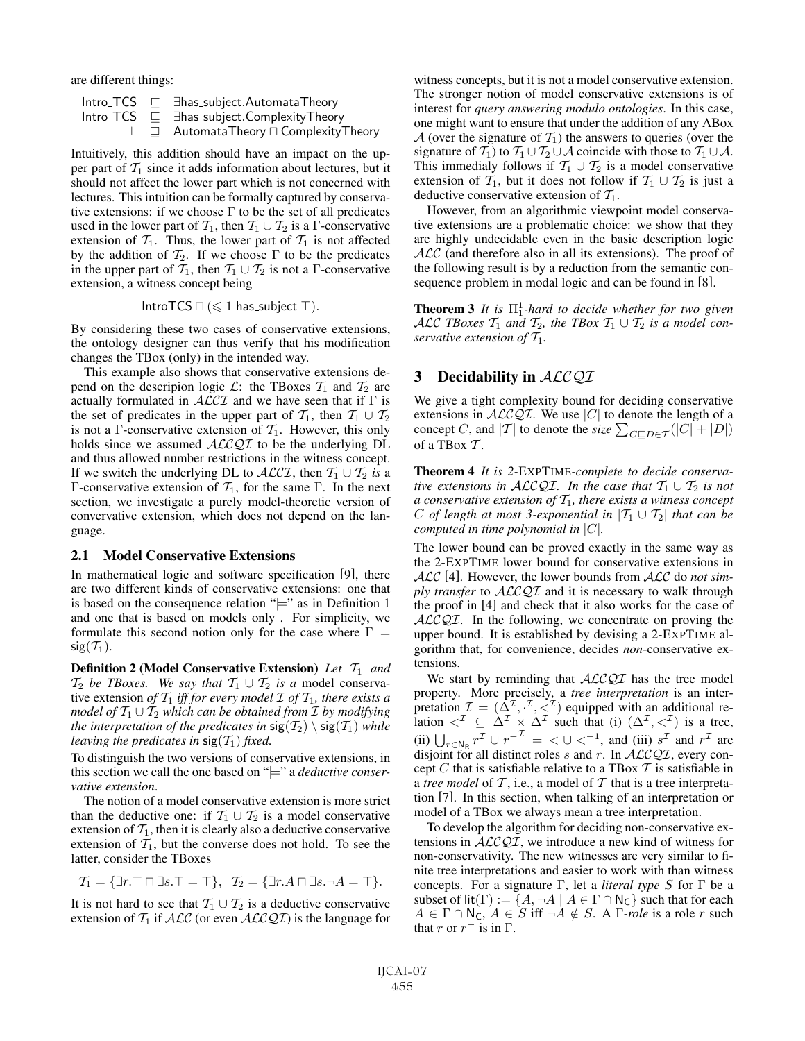are different things:

$$\begin{array}{rcl}\mathsf{Intro\_TCS} & \sqsubseteq & \exists \mathsf{has\_subject}.\mathsf{AutomataTheory} \\ \mathsf{Intro\_TCS} & \sqsubseteq & \exists \mathsf{has\_subject}.\mathsf{ComplexityTheory} \\ \bot & \sqsupseteq & \mathsf{AutomataTheory} \sqcap \mathsf{ComplexityTheory}\end{array}$$

Intuitively, this addition should have an impact on the upper part of $\mathcal{T}_1$ since it adds information about lectures, but it should not affect the lower part which is not concerned with lectures. This intuition can be formally captured by conservative extensions: if we choose $\Gamma$ to be the set of all predicates used in the lower part of $\mathcal{T}_1$, then $\mathcal{T}_1 \cup \mathcal{T}_2$ is a $\Gamma$-conservative extension of $\mathcal{T}_1$. Thus, the lower part of $\mathcal{T}_1$ is not affected by the addition of $\mathcal{T}_2$. If we choose $\Gamma$ to be the predicates in the upper part of $\mathcal{T}_1$, then $\mathcal{T}_1 \cup \mathcal{T}_2$ is not a $\Gamma$-conservative extension, a witness concept being

$$\mathsf{IntroTCS} \sqcap (\leqslant 1 \ \mathsf{has\_subject} \ \top).$$

By considering these two cases of conservative extensions, the ontology designer can thus verify that his modification changes the TBox (only) in the intended way.

This example also shows that conservative extensions depend on the descripion logic $\mathcal{L}$: the TBoxes $\mathcal{T}_1$ and $\mathcal{T}_2$ are actually formulated in $\mathcal{ALCI}$ and we have seen that if $\Gamma$ is the set of predicates in the upper part of $\mathcal{T}_1$, then $\mathcal{T}_1 \cup \mathcal{T}_2$ is not a $\Gamma$-conservative extension of $\mathcal{T}_1$. However, this only holds since we assumed $\mathcal{ALCQI}$ to be the underlying DL and thus allowed number restrictions in the witness concept. If we switch the underlying DL to $\mathcal{ALCI}$, then $\mathcal{T}_1 \cup \mathcal{T}_2$ *is* a $\Gamma$-conservative extension of $\mathcal{T}_1$, for the same $\Gamma$. In the next section, we investigate a purely model-theoretic version of convervative extension, which does not depend on the language.

### 2.1 Model Conservative Extensions

In mathematical logic and software specification [9], there are two different kinds of conservative extensions: one that is based on the consequence relation "$\models$" as in Definition 1 and one that is based on models only . For simplicity, we formulate this second notion only for the case where $\Gamma = \mathsf{sig}(\mathcal{T}_1)$.

**Definition 2 (Model Conservative Extension)** *Let $\mathcal{T}_1$ and $\mathcal{T}_2$ be TBoxes. We say that $\mathcal{T}_1 \cup \mathcal{T}_2$ is a* model conservative extension *of $\mathcal{T}_1$ iff for every model $\mathcal{I}$ of $\mathcal{T}_1$, there exists a model of $\mathcal{T}_1 \cup \mathcal{T}_2$ which can be obtained from $\mathcal{I}$ by modifying the interpretation of the predicates in $\mathsf{sig}(\mathcal{T}_2) \setminus \mathsf{sig}(\mathcal{T}_1)$ while leaving the predicates in $\mathsf{sig}(\mathcal{T}_1)$ fixed.*

To distinguish the two versions of conservative extensions, in this section we call the one based on "$\models$" a *deductive conservative extension*.

The notion of a model conservative extension is more strict than the deductive one: if $\mathcal{T}_1 \cup \mathcal{T}_2$ is a model conservative extension of $\mathcal{T}_1$, then it is clearly also a deductive conservative extension of $\mathcal{T}_1$, but the converse does not hold. To see the latter, consider the TBoxes

$$\mathcal{T}_1 = \{\exists r.\top \sqcap \exists s.\top = \top\}, \ \ \mathcal{T}_2 = \{\exists r.A \sqcap \exists s.\neg A = \top\}.$$

It is not hard to see that $\mathcal{T}_1 \cup \mathcal{T}_2$ is a deductive conservative extension of $\mathcal{T}_1$ if $\mathcal{ALC}$ (or even $\mathcal{ALCQI}$) is the language for witness concepts, but it is not a model conservative extension. The stronger notion of model conservative extensions is of interest for *query answering modulo ontologies*. In this case, one might want to ensure that under the addition of any ABox $\mathcal{A}$ (over the signature of $\mathcal{T}_1$) the answers to queries (over the signature of $\mathcal{T}_1$) to $\mathcal{T}_1 \cup \mathcal{T}_2 \cup \mathcal{A}$ coincide with those to $\mathcal{T}_1 \cup \mathcal{A}$. This immedialy follows if $\mathcal{T}_1 \cup \mathcal{T}_2$ is a model conservative extension of $\mathcal{T}_1$, but it does not follow if $\mathcal{T}_1 \cup \mathcal{T}_2$ is just a deductive conservative extension of $\mathcal{T}_1$.

However, from an algorithmic viewpoint model conservative extensions are a problematic choice: we show that they are highly undecidable even in the basic description logic $\mathcal{ALC}$ (and therefore also in all its extensions). The proof of the following result is by a reduction from the semantic consequence problem in modal logic and can be found in [8].

**Theorem 3** *It is $\Pi^1_1$-hard to decide whether for two given $\mathcal{ALC}$ TBoxes $\mathcal{T}_1$ and $\mathcal{T}_2$, the TBox $\mathcal{T}_1 \cup \mathcal{T}_2$ is a model conservative extension of $\mathcal{T}_1$.*

## 3 Decidability in $\mathcal{ALCQI}$

We give a tight complexity bound for deciding conservative extensions in $\mathcal{ALCQI}$. We use $|C|$ to denote the length of a concept $C$, and $|\mathcal{T}|$ to denote the *size* $\sum_{C \sqsubseteq D \in \mathcal{T}}(|C| + |D|)$ of a TBox $\mathcal{T}$.

**Theorem 4** *It is 2-*EXPTIME*-complete to decide conservative extensions in $\mathcal{ALCQI}$. In the case that $\mathcal{T}_1 \cup \mathcal{T}_2$ is not a conservative extension of $\mathcal{T}_1$, there exists a witness concept $C$ of length at most 3-exponential in $|\mathcal{T}_1 \cup \mathcal{T}_2|$ that can be computed in time polynomial in $|C|$.*

The lower bound can be proved exactly in the same way as the 2-EXPTIME lower bound for conservative extensions in $\mathcal{ALC}$ [4]. However, the lower bounds from $\mathcal{ALC}$ do *not simply transfer* to $\mathcal{ALCQI}$ and it is necessary to walk through the proof in [4] and check that it also works for the case of $\mathcal{ALCQI}$. In the following, we concentrate on proving the upper bound. It is established by devising a 2-EXPTIME algorithm that, for convenience, decides *non*-conservative extensions.

We start by reminding that $\mathcal{ALCQI}$ has the tree model property. More precisely, a *tree interpretation* is an interpretation $\mathcal{I} = (\Delta^{\mathcal{I}}, \cdot^{\mathcal{I}}, <^{\mathcal{I}})$ equipped with an additional relation $<^{\mathcal{I}} \subseteq \Delta^{\mathcal{I}} \times \Delta^{\mathcal{I}}$ such that (i) $(\Delta^{\mathcal{I}}, <^{\mathcal{I}})$ is a tree, (ii) $\bigcup_{r \in \mathsf{N_R}} r^{\mathcal{I}} \cup r^{-\mathcal{I}} = < \cup <^{-1}$, and (iii) $s^{\mathcal{I}}$ and $r^{\mathcal{I}}$ are disjoint for all distinct roles $s$ and $r$. In $\mathcal{ALCQI}$, every concept $C$ that is satisfiable relative to a TBox $\mathcal{T}$ is satisfiable in a *tree model* of $\mathcal{T}$, i.e., a model of $\mathcal{T}$ that is a tree interpretation [7]. In this section, when talking of an interpretation or model of a TBox we always mean a tree interpretation.

To develop the algorithm for deciding non-conservative extensions in $\mathcal{ALCQI}$, we introduce a new kind of witness for non-conservativity. The new witnesses are very similar to finite tree interpretations and easier to work with than witness concepts. For a signature $\Gamma$, let a *literal type* $S$ for $\Gamma$ be a subset of $\mathsf{lit}(\Gamma) := \{A, \neg A \mid A \in \Gamma \cap \mathsf{N_C}\}$ such that for each $A \in \Gamma \cap \mathsf{N_C}$, $A \in S$ iff $\neg A \notin S$. A $\Gamma$*-role* is a role $r$ such that $r$ or $r^-$ is in $\Gamma$.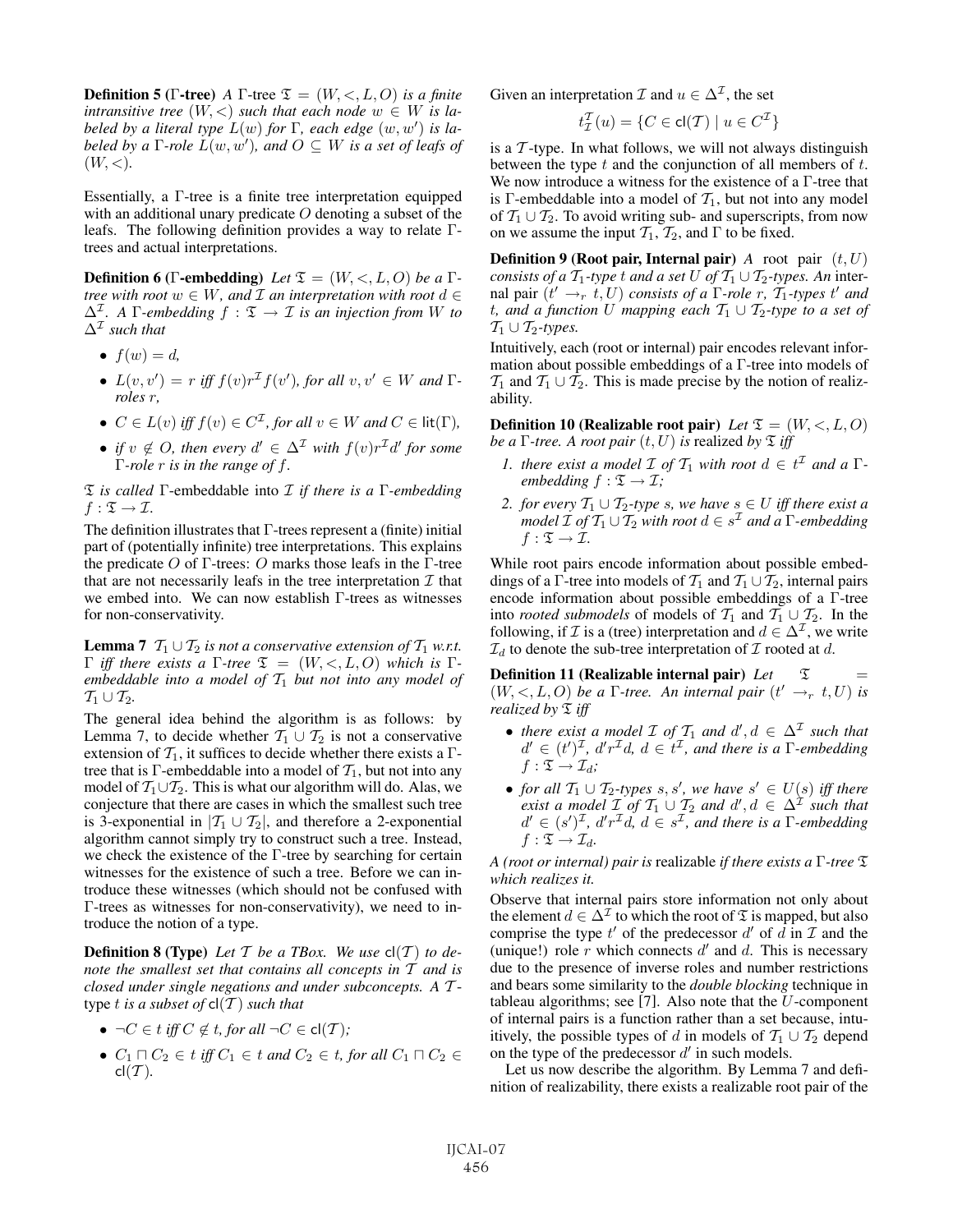**Definition 5 (Γ-tree)** *A* Γ-tree $\mathfrak{T} = (W, <, L, O)$ *is a finite intransitive tree* $(W, <)$ *such that each node* $w \in W$ *is labeled by a literal type* $L(w)$ *for* Γ*, each edge* $(w, w')$ *is labeled by a* Γ*-role* $L(w, w')$*, and* $O \subseteq W$ *is a set of leafs of* $(W, <)$*.*

Essentially, a Γ-tree is a finite tree interpretation equipped with an additional unary predicate $O$ denoting a subset of the leafs. The following definition provides a way to relate Γ-trees and actual interpretations.

**Definition 6 (Γ-embedding)** *Let* $\mathfrak{T} = (W, <, L, O)$ *be a* Γ*-tree with root* $w \in W$*, and* $\mathcal{I}$ *an interpretation with root* $d \in \Delta^{\mathcal{I}}$*. A* Γ*-embedding* $f : \mathfrak{T} \to \mathcal{I}$ *is an injection from* $W$ *to* $\Delta^{\mathcal{I}}$ *such that*

- $f(w) = d$*,*
- $L(v, v') = r$ *iff* $f(v) r^{\mathcal{I}} f(v')$*, for all* $v, v' \in W$ *and* Γ*-roles* $r$*,*
- $C \in L(v)$ *iff* $f(v) \in C^{\mathcal{I}}$*, for all* $v \in W$ *and* $C \in \mathsf{lit}(\Gamma)$*,*
- *if* $v \notin O$*, then every* $d' \in \Delta^{\mathcal{I}}$ *with* $f(v) r^{\mathcal{I}} d'$ *for some* Γ*-role* $r$ *is in the range of* $f$*.*

$\mathfrak{T}$ *is called* Γ-embeddable into $\mathcal{I}$ *if there is a* Γ*-embedding* $f : \mathfrak{T} \to \mathcal{I}$*.*

The definition illustrates that Γ-trees represent a (finite) initial part of (potentially infinite) tree interpretations. This explains the predicate $O$ of Γ-trees: $O$ marks those leafs in the Γ-tree that are not necessarily leafs in the tree interpretation $\mathcal{I}$ that we embed into. We can now establish Γ-trees as witnesses for non-conservativity.

**Lemma 7** $\mathcal{T}_1 \cup \mathcal{T}_2$ *is not a conservative extension of* $\mathcal{T}_1$ *w.r.t.* Γ *iff there exists a* Γ*-tree* $\mathfrak{T} = (W, <, L, O)$ *which is* Γ*-embeddable into a model of* $\mathcal{T}_1$ *but not into any model of* $\mathcal{T}_1 \cup \mathcal{T}_2$*.*

The general idea behind the algorithm is as follows: by Lemma 7, to decide whether $\mathcal{T}_1 \cup \mathcal{T}_2$ is not a conservative extension of $\mathcal{T}_1$, it suffices to decide whether there exists a Γ-tree that is Γ-embeddable into a model of $\mathcal{T}_1$, but not into any model of $\mathcal{T}_1 \cup \mathcal{T}_2$. This is what our algorithm will do. Alas, we conjecture that there are cases in which the smallest such tree is 3-exponential in $|\mathcal{T}_1 \cup \mathcal{T}_2|$, and therefore a 2-exponential algorithm cannot simply try to construct such a tree. Instead, we check the existence of the Γ-tree by searching for certain witnesses for the existence of such a tree. Before we can introduce these witnesses (which should not be confused with Γ-trees as witnesses for non-conservativity), we need to introduce the notion of a type.

**Definition 8 (Type)** *Let* $\mathcal{T}$ *be a TBox. We use* $\mathsf{cl}(\mathcal{T})$ *to denote the smallest set that contains all concepts in* $\mathcal{T}$ *and is closed under single negations and under subconcepts. A* $\mathcal{T}$*-*type *t is a subset of* $\mathsf{cl}(\mathcal{T})$ *such that*

- $\neg C \in t$ *iff* $C \notin t$*, for all* $\neg C \in \mathsf{cl}(\mathcal{T})$*;*
- $C_1 \sqcap C_2 \in t$ *iff* $C_1 \in t$ *and* $C_2 \in t$*, for all* $C_1 \sqcap C_2 \in \mathsf{cl}(\mathcal{T})$*.*

Given an interpretation $\mathcal{I}$ and $u \in \Delta^{\mathcal{I}}$, the set

$$t_{\mathcal{I}}^{\mathcal{T}}(u) = \{C \in \mathsf{cl}(\mathcal{T}) \mid u \in C^{\mathcal{I}}\}$$

is a $\mathcal{T}$-type. In what follows, we will not always distinguish between the type $t$ and the conjunction of all members of $t$. We now introduce a witness for the existence of a Γ-tree that is Γ-embeddable into a model of $\mathcal{T}_1$, but not into any model of $\mathcal{T}_1 \cup \mathcal{T}_2$. To avoid writing sub- and superscripts, from now on we assume the input $\mathcal{T}_1$, $\mathcal{T}_2$, and Γ to be fixed.

**Definition 9 (Root pair, Internal pair)** *A* root pair $(t, U)$ *consists of a* $\mathcal{T}_1$*-type* $t$ *and a set* $U$ *of* $\mathcal{T}_1 \cup \mathcal{T}_2$*-types. An* internal pair $(t' \to_r t, U)$ *consists of a* Γ*-role* $r$*,* $\mathcal{T}_1$*-types* $t'$ *and* $t$*, and a function* $U$ *mapping each* $\mathcal{T}_1 \cup \mathcal{T}_2$*-type to a set of* $\mathcal{T}_1 \cup \mathcal{T}_2$*-types.*

Intuitively, each (root or internal) pair encodes relevant information about possible embeddings of a Γ-tree into models of $\mathcal{T}_1$ and $\mathcal{T}_1 \cup \mathcal{T}_2$. This is made precise by the notion of realizability.

**Definition 10 (Realizable root pair)** *Let* $\mathfrak{T} = (W, <, L, O)$ *be a* Γ*-tree. A root pair* $(t, U)$ *is* realized *by* $\mathfrak{T}$ *iff*

1. *there exist a model* $\mathcal{I}$ *of* $\mathcal{T}_1$ *with root* $d \in t^{\mathcal{I}}$ *and a* Γ*-embedding* $f : \mathfrak{T} \to \mathcal{I}$*;*
2. *for every* $\mathcal{T}_1 \cup \mathcal{T}_2$*-type* $s$*, we have* $s \in U$ *iff there exist a model* $\mathcal{I}$ *of* $\mathcal{T}_1 \cup \mathcal{T}_2$ *with root* $d \in s^{\mathcal{I}}$ *and a* Γ*-embedding* $f : \mathfrak{T} \to \mathcal{I}$*.*

While root pairs encode information about possible embeddings of a Γ-tree into models of $\mathcal{T}_1$ and $\mathcal{T}_1 \cup \mathcal{T}_2$, internal pairs encode information about possible embeddings of a Γ-tree into *rooted submodels* of models of $\mathcal{T}_1$ and $\mathcal{T}_1 \cup \mathcal{T}_2$. In the following, if $\mathcal{I}$ is a (tree) interpretation and $d \in \Delta^{\mathcal{I}}$, we write $\mathcal{I}_d$ to denote the sub-tree interpretation of $\mathcal{I}$ rooted at $d$.

**Definition 11 (Realizable internal pair)** *Let* $\mathfrak{T} = (W, <, L, O)$ *be a* Γ*-tree. An internal pair* $(t' \to_r t, U)$ *is realized by* $\mathfrak{T}$ *iff*

- *there exist a model* $\mathcal{I}$ *of* $\mathcal{T}_1$ *and* $d', d \in \Delta^{\mathcal{I}}$ *such that* $d' \in (t')^{\mathcal{I}}$*,* $d' r^{\mathcal{I}} d$*,* $d \in t^{\mathcal{I}}$*, and there is a* Γ*-embedding* $f : \mathfrak{T} \to \mathcal{I}_d$*;*
- *for all* $\mathcal{T}_1 \cup \mathcal{T}_2$*-types* $s, s'$*, we have* $s' \in U(s)$ *iff there exist a model* $\mathcal{I}$ *of* $\mathcal{T}_1 \cup \mathcal{T}_2$ *and* $d', d \in \Delta^{\mathcal{I}}$ *such that* $d' \in (s')^{\mathcal{I}}$*,* $d' r^{\mathcal{I}} d$*,* $d \in s^{\mathcal{I}}$*, and there is a* Γ*-embedding* $f : \mathfrak{T} \to \mathcal{I}_d$*.*

*A (root or internal) pair is* realizable *if there exists a* Γ*-tree* $\mathfrak{T}$ *which realizes it.*

Observe that internal pairs store information not only about the element $d \in \Delta^{\mathcal{I}}$ to which the root of $\mathfrak{T}$ is mapped, but also comprise the type $t'$ of the predecessor $d'$ of $d$ in $\mathcal{I}$ and the (unique!) role $r$ which connects $d'$ and $d$. This is necessary due to the presence of inverse roles and number restrictions and bears some similarity to the *double blocking* technique in tableau algorithms; see [7]. Also note that the $U$-component of internal pairs is a function rather than a set because, intuitively, the possible types of $d$ in models of $\mathcal{T}_1 \cup \mathcal{T}_2$ depend on the type of the predecessor $d'$ in such models.

Let us now describe the algorithm. By Lemma 7 and definition of realizability, there exists a realizable root pair of the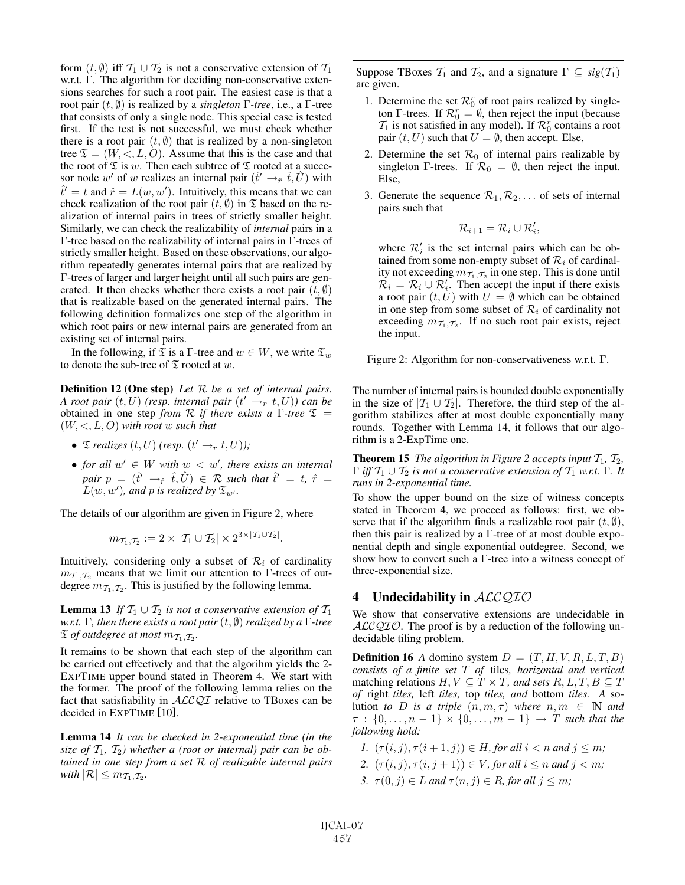form $(t, \emptyset)$ iff $\mathcal{T}_1 \cup \mathcal{T}_2$ is not a conservative extension of $\mathcal{T}_1$ w.r.t. $\Gamma$. The algorithm for deciding non-conservative extensions searches for such a root pair. The easiest case is that a root pair $(t, \emptyset)$ is realized by a *singleton* $\Gamma$*-tree*, i.e., a $\Gamma$-tree that consists of only a single node. This special case is tested first. If the test is not successful, we must check whether there is a root pair $(t, \emptyset)$ that is realized by a non-singleton tree $\mathfrak{T} = (W, <, L, O)$. Assume that this is the case and that the root of $\mathfrak{T}$ is $w$. Then each subtree of $\mathfrak{T}$ rooted at a successor node $w'$ of $w$ realizes an internal pair $(\hat{t}' \rightarrow_{\hat{r}} \hat{t}, \hat{U})$ with $\hat{t}' = t$ and $\hat{r} = L(w, w')$. Intuitively, this means that we can check realization of the root pair $(t, \emptyset)$ in $\mathfrak{T}$ based on the realization of internal pairs in trees of strictly smaller height. Similarly, we can check the realizability of *internal* pairs in a $\Gamma$-tree based on the realizability of internal pairs in $\Gamma$-trees of strictly smaller height. Based on these observations, our algorithm repeatedly generates internal pairs that are realized by $\Gamma$-trees of larger and larger height until all such pairs are generated. It then checks whether there exists a root pair $(t, \emptyset)$ that is realizable based on the generated internal pairs. The following definition formalizes one step of the algorithm in which root pairs or new internal pairs are generated from an existing set of internal pairs.

In the following, if $\mathfrak{T}$ is a $\Gamma$-tree and $w \in W$, we write $\mathfrak{T}_w$ to denote the sub-tree of $\mathfrak{T}$ rooted at $w$.

**Definition 12 (One step)** *Let $\mathcal{R}$ be a set of internal pairs. A root pair $(t, U)$ (resp. internal pair $(t' \rightarrow_r t, U)$) can be obtained in one step from $\mathcal{R}$ if there exists a $\Gamma$-tree $\mathfrak{T} = (W, <, L, O)$ with root $w$ such that*

- *$\mathfrak{T}$ realizes $(t, U)$ (resp. $(t' \rightarrow_r t, U)$);*
- *for all $w' \in W$ with $w < w'$, there exists an internal pair $p = (\hat{t}' \rightarrow_{\hat{r}} \hat{t}, \hat{U}) \in \mathcal{R}$ such that $\hat{t}' = t$, $\hat{r} = L(w, w')$, and $p$ is realized by $\mathfrak{T}_{w'}$.*

The details of our algorithm are given in Figure 2, where

$$m_{\mathcal{T}_1, \mathcal{T}_2} := 2 \times |\mathcal{T}_1 \cup \mathcal{T}_2| \times 2^{3 \times |\mathcal{T}_1 \cup \mathcal{T}_2|}.$$

Intuitively, considering only a subset of $\mathcal{R}_i$ of cardinality $m_{\mathcal{T}_1, \mathcal{T}_2}$ means that we limit our attention to $\Gamma$-trees of outdegree $m_{\mathcal{T}_1, \mathcal{T}_2}$. This is justified by the following lemma.

**Lemma 13** *If $\mathcal{T}_1 \cup \mathcal{T}_2$ is not a conservative extension of $\mathcal{T}_1$ w.r.t. $\Gamma$, then there exists a root pair $(t, \emptyset)$ realized by a $\Gamma$-tree $\mathfrak{T}$ of outdegree at most $m_{\mathcal{T}_1, \mathcal{T}_2}$.*

It remains to be shown that each step of the algorithm can be carried out effectively and that the algorihm yields the 2-ExpTime upper bound stated in Theorem 4. We start with the former. The proof of the following lemma relies on the fact that satisfiability in $\mathcal{ALCQI}$ relative to TBoxes can be decided in ExpTime [10].

**Lemma 14** *It can be checked in 2-exponential time (in the size of $\mathcal{T}_1$, $\mathcal{T}_2$) whether a (root or internal) pair can be obtained in one step from a set $\mathcal{R}$ of realizable internal pairs with $|\mathcal{R}| \leq m_{\mathcal{T}_1, \mathcal{T}_2}$.*

Suppose TBoxes $\mathcal{T}_1$ and $\mathcal{T}_2$, and a signature $\Gamma \subseteq sig(\mathcal{T}_1)$ are given.

1. Determine the set $\mathcal{R}_0^r$ of root pairs realized by singleton $\Gamma$-trees. If $\mathcal{R}_0^r = \emptyset$, then reject the input (because $\mathcal{T}_1$ is not satisfied in any model). If $\mathcal{R}_0^r$ contains a root pair $(t, U)$ such that $U = \emptyset$, then accept. Else,
2. Determine the set $\mathcal{R}_0$ of internal pairs realizable by singleton $\Gamma$-trees. If $\mathcal{R}_0 = \emptyset$, then reject the input. Else,
3. Generate the sequence $\mathcal{R}_1, \mathcal{R}_2, \ldots$ of sets of internal pairs such that

$$\mathcal{R}_{i+1} = \mathcal{R}_i \cup \mathcal{R}_i',$$

where $\mathcal{R}_i'$ is the set internal pairs which can be obtained from some non-empty subset of $\mathcal{R}_i$ of cardinality not exceeding $m_{\mathcal{T}_1, \mathcal{T}_2}$ in one step. This is done until $\mathcal{R}_i = \mathcal{R}_i \cup \mathcal{R}_i'$. Then accept the input if there exists a root pair $(t, U)$ with $U = \emptyset$ which can be obtained in one step from some subset of $\mathcal{R}_i$ of cardinality not exceeding $m_{\mathcal{T}_1, \mathcal{T}_2}$. If no such root pair exists, reject the input.

Figure 2: Algorithm for non-conservativeness w.r.t. $\Gamma$.

The number of internal pairs is bounded double exponentially in the size of $|\mathcal{T}_1 \cup \mathcal{T}_2|$. Therefore, the third step of the algorithm stabilizes after at most double exponentially many rounds. Together with Lemma 14, it follows that our algorithm is a 2-ExpTime one.

**Theorem 15** *The algorithm in Figure 2 accepts input $\mathcal{T}_1$, $\mathcal{T}_2$, $\Gamma$ iff $\mathcal{T}_1 \cup \mathcal{T}_2$ is not a conservative extension of $\mathcal{T}_1$ w.r.t. $\Gamma$. It runs in 2-exponential time.*

To show the upper bound on the size of witness concepts stated in Theorem 4, we proceed as follows: first, we observe that if the algorithm finds a realizable root pair $(t, \emptyset)$, then this pair is realized by a $\Gamma$-tree of at most double exponential depth and single exponential outdegree. Second, we show how to convert such a $\Gamma$-tree into a witness concept of three-exponential size.

## 4 Undecidability in $\mathcal{ALCQIO}$

We show that conservative extensions are undecidable in $\mathcal{ALCQIO}$. The proof is by a reduction of the following undecidable tiling problem.

**Definition 16** *A domino system $D = (T, H, V, R, L, T, B)$ consists of a finite set $T$ of tiles, horizontal and vertical matching relations $H, V \subseteq T \times T$, and sets $R, L, T, B \subseteq T$ of right tiles, left tiles, top tiles, and bottom tiles. A solution to $D$ is a triple $(n, m, \tau)$ where $n, m \in \mathbb{N}$ and $\tau : \{0, \ldots, n-1\} \times \{0, \ldots, m-1\} \rightarrow T$ such that the following hold:*

1. *$(\tau(i, j), \tau(i+1, j)) \in H$, for all $i < n$ and $j \leq m$;*
2. *$(\tau(i, j), \tau(i, j+1)) \in V$, for all $i \leq n$ and $j < m$;*
3. *$\tau(0, j) \in L$ and $\tau(n, j) \in R$, for all $j \leq m$;*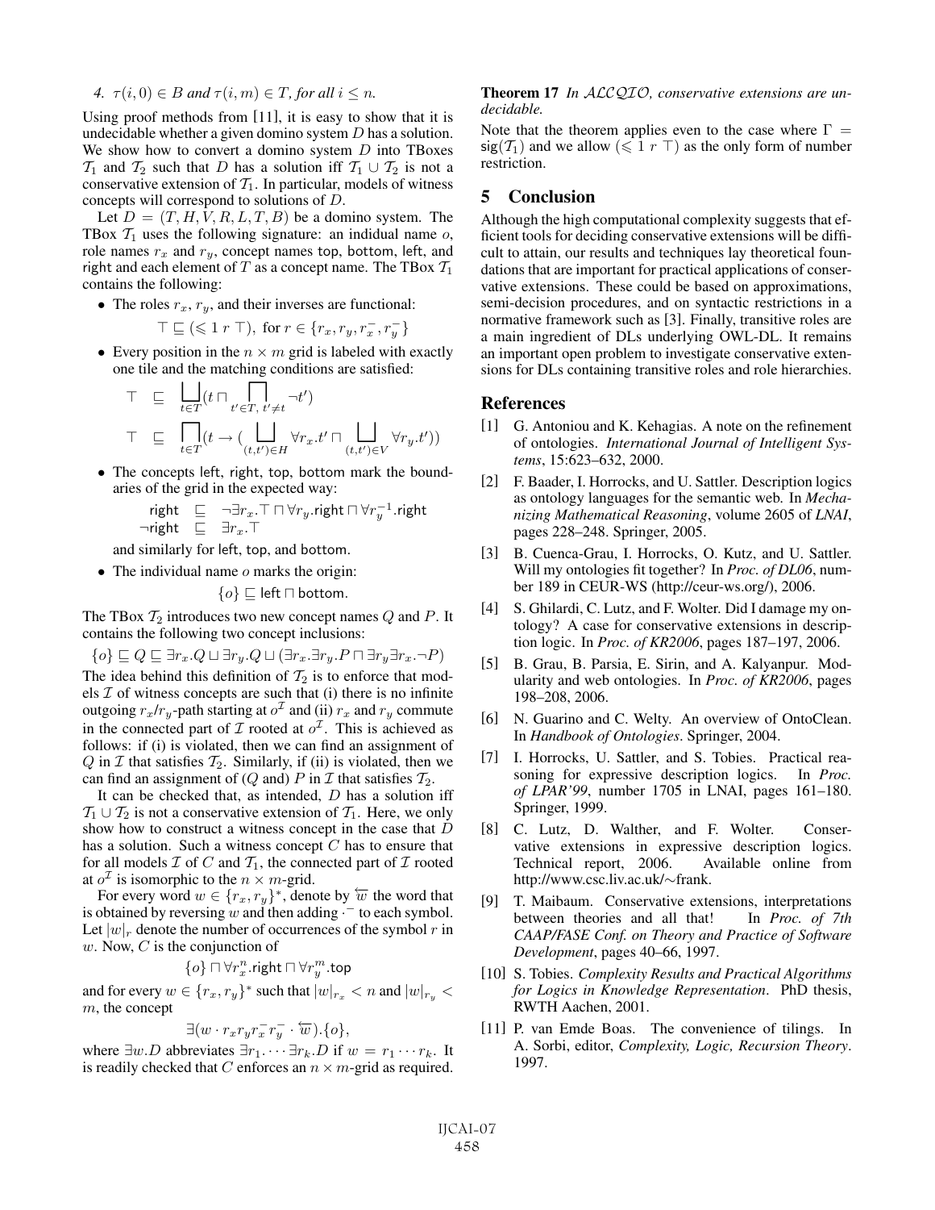4. $\tau(i, 0) \in B$ and $\tau(i, m) \in T$, for all $i \leq n$.

Using proof methods from [11], it is easy to show that it is undecidable whether a given domino system $D$ has a solution. We show how to convert a domino system $D$ into TBoxes $\mathcal{T}_1$ and $\mathcal{T}_2$ such that $D$ has a solution iff $\mathcal{T}_1 \cup \mathcal{T}_2$ is not a conservative extension of $\mathcal{T}_1$. In particular, models of witness concepts will correspond to solutions of $D$.

Let $D = (T, H, V, R, L, T, B)$ be a domino system. The TBox $\mathcal{T}_1$ uses the following signature: an indidual name $o$, role names $r_x$ and $r_y$, concept names top, bottom, left, and right and each element of $T$ as a concept name. The TBox $\mathcal{T}_1$ contains the following:

- The roles $r_x$, $r_y$, and their inverses are functional:

$$\top \sqsubseteq (\leqslant 1\ r\ \top), \text{ for } r \in \{r_x, r_y, r_x^-, r_y^-\}$$

- Every position in the $n \times m$ grid is labeled with exactly one tile and the matching conditions are satisfied:

$$\top \sqsubseteq \bigsqcup_{t \in T} (t \sqcap \bigsqcap_{t' \in T,\, t' \neq t} \neg t')$$

$$\top \sqsubseteq \bigsqcap_{t \in T} (t \rightarrow (\bigsqcup_{(t,t') \in H} \forall r_x . t' \sqcap \bigsqcup_{(t,t') \in V} \forall r_y . t'))$$

- The concepts left, right, top, bottom mark the boundaries of the grid in the expected way:

$$\mathsf{right} \sqsubseteq \neg \exists r_x . \top \sqcap \forall r_y . \mathsf{right} \sqcap \forall r_y^{-1} . \mathsf{right}$$

$$\neg \mathsf{right} \sqsubseteq \exists r_x . \top$$

and similarly for left, top, and bottom.

- The individual name $o$ marks the origin:

$$\{o\} \sqsubseteq \mathsf{left} \sqcap \mathsf{bottom}.$$

The TBox $\mathcal{T}_2$ introduces two new concept names $Q$ and $P$. It contains the following two concept inclusions:

$$\{o\} \sqsubseteq Q \sqsubseteq \exists r_x . Q \sqcup \exists r_y . Q \sqcup (\exists r_x . \exists r_y . P \sqcap \exists r_y \exists r_x . \neg P)$$

The idea behind this definition of $\mathcal{T}_2$ is to enforce that models $\mathcal{I}$ of witness concepts are such that (i) there is no infinite outgoing $r_x$/$r_y$-path starting at $o^\mathcal{I}$ and (ii) $r_x$ and $r_y$ commute in the connected part of $\mathcal{I}$ rooted at $o^\mathcal{I}$. This is achieved as follows: if (i) is violated, then we can find an assignment of $Q$ in $\mathcal{I}$ that satisfies $\mathcal{T}_2$. Similarly, if (ii) is violated, then we can find an assignment of ($Q$ and) $P$ in $\mathcal{I}$ that satisfies $\mathcal{T}_2$.

It can be checked that, as intended, $D$ has a solution iff $\mathcal{T}_1 \cup \mathcal{T}_2$ is not a conservative extension of $\mathcal{T}_1$. Here, we only show how to construct a witness concept in the case that $D$ has a solution. Such a witness concept $C$ has to ensure that for all models $\mathcal{I}$ of $C$ and $\mathcal{T}_1$, the connected part of $\mathcal{I}$ rooted at $o^\mathcal{I}$ is isomorphic to the $n \times m$-grid.

For every word $w \in \{r_x, r_y\}^*$, denote by $\overleftarrow{w}$ the word that is obtained by reversing $w$ and then adding $\cdot^-$ to each symbol. Let $|w|_r$ denote the number of occurrences of the symbol $r$ in $w$. Now, $C$ is the conjunction of

$$\{o\} \sqcap \forall r_x^n . \mathsf{right} \sqcap \forall r_y^m . \mathsf{top}$$

and for every $w \in \{r_x, r_y\}^*$ such that $|w|_{r_x} < n$ and $|w|_{r_y} < m$, the concept

$$\exists (w \cdot r_x r_y r_x^- r_y^- \cdot \overleftarrow{w}) . \{o\},$$

where $\exists w . D$ abbreviates $\exists r_1 . \cdots \exists r_k . D$ if $w = r_1 \cdots r_k$. It is readily checked that $C$ enforces an $n \times m$-grid as required.

**Theorem 17** *In $\mathcal{ALCQIO}$, conservative extensions are undecidable.*

Note that the theorem applies even to the case where $\Gamma = \mathsf{sig}(\mathcal{T}_1)$ and we allow $(\leqslant 1\ r\ \top)$ as the only form of number restriction.

## 5 Conclusion

Although the high computational complexity suggests that efficient tools for deciding conservative extensions will be difficult to attain, our results and techniques lay theoretical foundations that are important for practical applications of conservative extensions. These could be based on approximations, semi-decision procedures, and on syntactic restrictions in a normative framework such as [3]. Finally, transitive roles are a main ingredient of DLs underlying OWL-DL. It remains an important open problem to investigate conservative extensions for DLs containing transitive roles and role hierarchies.

## References

[1] G. Antoniou and K. Kehagias. A note on the refinement of ontologies. *International Journal of Intelligent Systems*, 15:623–632, 2000.

[2] F. Baader, I. Horrocks, and U. Sattler. Description logics as ontology languages for the semantic web. In *Mechanizing Mathematical Reasoning*, volume 2605 of *LNAI*, pages 228–248. Springer, 2005.

[3] B. Cuenca-Grau, I. Horrocks, O. Kutz, and U. Sattler. Will my ontologies fit together? In *Proc. of DL06*, number 189 in CEUR-WS (http://ceur-ws.org/), 2006.

[4] S. Ghilardi, C. Lutz, and F. Wolter. Did I damage my ontology? A case for conservative extensions in description logic. In *Proc. of KR2006*, pages 187–197, 2006.

[5] B. Grau, B. Parsia, E. Sirin, and A. Kalyanpur. Modularity and web ontologies. In *Proc. of KR2006*, pages 198–208, 2006.

[6] N. Guarino and C. Welty. An overview of OntoClean. In *Handbook of Ontologies*. Springer, 2004.

[7] I. Horrocks, U. Sattler, and S. Tobies. Practical reasoning for expressive description logics. In *Proc. of LPAR'99*, number 1705 in LNAI, pages 161–180. Springer, 1999.

[8] C. Lutz, D. Walther, and F. Wolter. Conservative extensions in expressive description logics. Technical report, 2006. Available online from http://www.csc.liv.ac.uk/∼frank.

[9] T. Maibaum. Conservative extensions, interpretations between theories and all that! In *Proc. of 7th CAAP/FASE Conf. on Theory and Practice of Software Development*, pages 40–66, 1997.

[10] S. Tobies. *Complexity Results and Practical Algorithms for Logics in Knowledge Representation*. PhD thesis, RWTH Aachen, 2001.

[11] P. van Emde Boas. The convenience of tilings. In A. Sorbi, editor, *Complexity, Logic, Recursion Theory*. 1997.